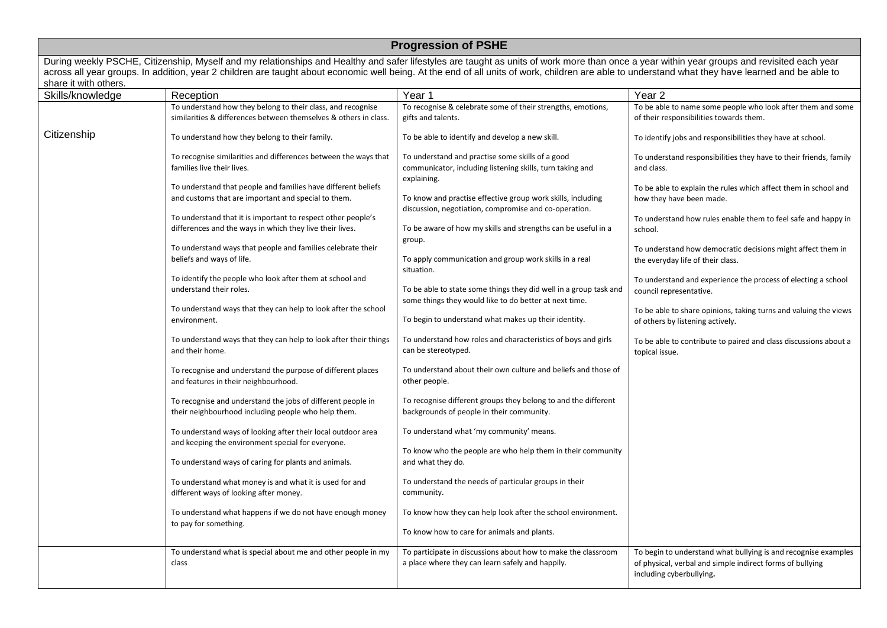# Progression of PSHE

During weekly PSCHE, Citizenship, Myself and my relationships and Healthy and safer lifestyles are taught as units of work more than once a year within year groups and revisited each year across all year groups. In addition, year 2 children are taught about economic well being. At the end of all units of work, children are able to understand what they have learned and be able to share it with others.

| Skills/knowledge | Reception | Year 1 | Year 2 |
|---|---|---|---|
| Citizenship | To understand how they belong to their class, and recognise similarities & differences between themselves & others in class.<br><br>To understand how they belong to their family.<br><br>To recognise similarities and differences between the ways that families live their lives.<br><br>To understand that people and families have different beliefs and customs that are important and special to them.<br><br>To understand that it is important to respect other people's differences and the ways in which they live their lives.<br><br>To understand ways that people and families celebrate their beliefs and ways of life.<br><br>To identify the people who look after them at school and understand their roles.<br><br>To understand ways that they can help to look after the school environment.<br><br>To understand ways that they can help to look after their things and their home.<br><br>To recognise and understand the purpose of different places and features in their neighbourhood.<br><br>To recognise and understand the jobs of different people in their neighbourhood including people who help them.<br><br>To understand ways of looking after their local outdoor area and keeping the environment special for everyone.<br><br>To understand ways of caring for plants and animals.<br><br>To understand what money is and what it is used for and different ways of looking after money.<br><br>To understand what happens if we do not have enough money to pay for something. | To recognise & celebrate some of their strengths, emotions, gifts and talents.<br><br>To be able to identify and develop a new skill.<br><br>To understand and practise some skills of a good communicator, including listening skills, turn taking and explaining.<br><br>To know and practise effective group work skills, including discussion, negotiation, compromise and co-operation.<br><br>To be aware of how my skills and strengths can be useful in a group.<br><br>To apply communication and group work skills in a real situation.<br><br>To be able to state some things they did well in a group task and some things they would like to do better at next time.<br><br>To begin to understand what makes up their identity.<br><br>To understand how roles and characteristics of boys and girls can be stereotyped.<br><br>To understand about their own culture and beliefs and those of other people.<br><br>To recognise different groups they belong to and the different backgrounds of people in their community.<br><br>To understand what 'my community' means.<br><br>To know who the people are who help them in their community and what they do.<br><br>To understand the needs of particular groups in their community.<br><br>To know how they can help look after the school environment.<br><br>To know how to care for animals and plants. | To be able to name some people who look after them and some of their responsibilities towards them.<br><br>To identify jobs and responsibilities they have at school.<br><br>To understand responsibilities they have to their friends, family and class.<br><br>To be able to explain the rules which affect them in school and how they have been made.<br><br>To understand how rules enable them to feel safe and happy in school.<br><br>To understand how democratic decisions might affect them in the everyday life of their class.<br><br>To understand and experience the process of electing a school council representative.<br><br>To be able to share opinions, taking turns and valuing the views of others by listening actively.<br><br>To be able to contribute to paired and class discussions about a topical issue. |
| | To understand what is special about me and other people in my class | To participate in discussions about how to make the classroom a place where they can learn safely and happily. | To begin to understand what bullying is and recognise examples of physical, verbal and simple indirect forms of bullying including cyberbullying**.** |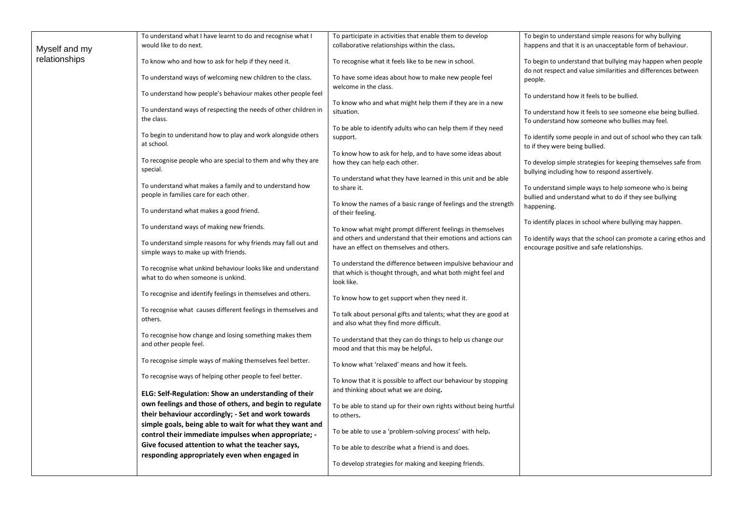| Myself and my relationships | To understand what I have learnt to do and recognise what I would like to do next.<br><br>To know who and how to ask for help if they need it.<br><br>To understand ways of welcoming new children to the class.<br><br>To understand how people's behaviour makes other people feel<br><br>To understand ways of respecting the needs of other children in the class.<br><br>To begin to understand how to play and work alongside others at school.<br><br>To recognise people who are special to them and why they are special.<br><br>To understand what makes a family and to understand how people in families care for each other.<br><br>To understand what makes a good friend.<br><br>To understand ways of making new friends.<br><br>To understand simple reasons for why friends may fall out and simple ways to make up with friends.<br><br>To recognise what unkind behaviour looks like and understand what to do when someone is unkind.<br><br>To recognise and identify feelings in themselves and others.<br><br>To recognise what causes different feelings in themselves and others.<br><br>To recognise how change and losing something makes them and other people feel.<br><br>To recognise simple ways of making themselves feel better.<br><br>To recognise ways of helping other people to feel better.<br><br>**ELG: Self-Regulation: Show an understanding of their own feelings and those of others, and begin to regulate their behaviour accordingly; - Set and work towards simple goals, being able to wait for what they want and control their immediate impulses when appropriate; - Give focused attention to what the teacher says, responding appropriately even when engaged in** | To participate in activities that enable them to develop collaborative relationships within the class.<br><br>To recognise what it feels like to be new in school.<br><br>To have some ideas about how to make new people feel welcome in the class.<br><br>To know who and what might help them if they are in a new situation.<br><br>To be able to identify adults who can help them if they need support.<br><br>To know how to ask for help, and to have some ideas about how they can help each other.<br><br>To understand what they have learned in this unit and be able to share it.<br><br>To know the names of a basic range of feelings and the strength of their feeling.<br><br>To know what might prompt different feelings in themselves and others and understand that their emotions and actions can have an effect on themselves and others.<br><br>To understand the difference between impulsive behaviour and that which is thought through, and what both might feel and look like.<br><br>To know how to get support when they need it.<br><br>To talk about personal gifts and talents; what they are good at and also what they find more difficult.<br><br>To understand that they can do things to help us change our mood and that this may be helpful.<br><br>To know what 'relaxed' means and how it feels.<br><br>To know that it is possible to affect our behaviour by stopping and thinking about what we are doing.<br><br>To be able to stand up for their own rights without being hurtful to others.<br><br>To be able to use a 'problem-solving process' with help.<br><br>To be able to describe what a friend is and does.<br><br>To develop strategies for making and keeping friends. | To begin to understand simple reasons for why bullying happens and that it is an unacceptable form of behaviour.<br><br>To begin to understand that bullying may happen when people do not respect and value similarities and differences between people.<br><br>To understand how it feels to be bullied.<br><br>To understand how it feels to see someone else being bullied. To understand how someone who bullies may feel.<br><br>To identify some people in and out of school who they can talk to if they were being bullied.<br><br>To develop simple strategies for keeping themselves safe from bullying including how to respond assertively.<br><br>To understand simple ways to help someone who is being bullied and understand what to do if they see bullying happening.<br><br>To identify places in school where bullying may happen.<br><br>To identify ways that the school can promote a caring ethos and encourage positive and safe relationships. |
|---|---|---|---|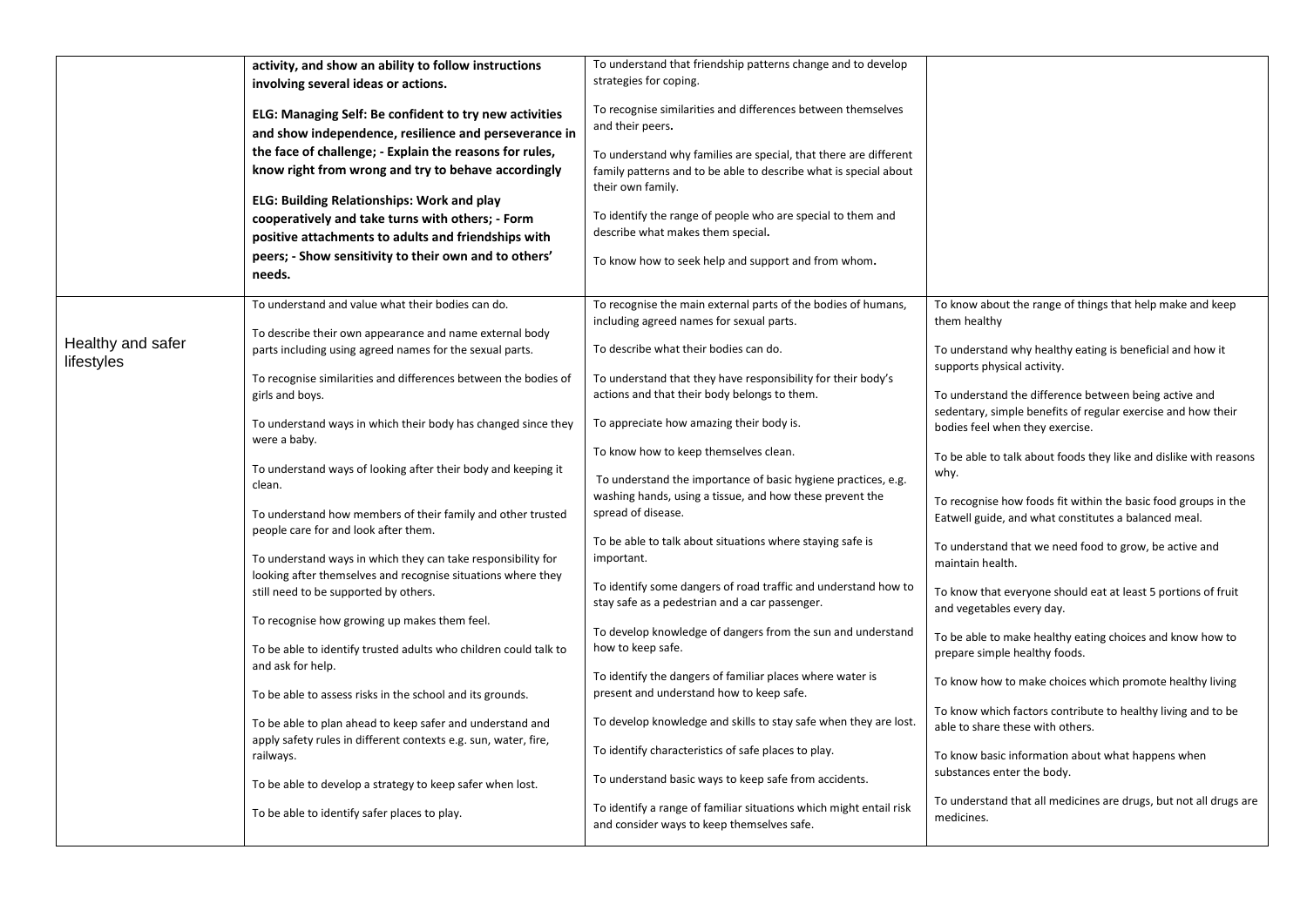| | | | |
|---|---|---|---|
| | **activity, and show an ability to follow instructions involving several ideas or actions.**<br><br>**ELG: Managing Self: Be confident to try new activities and show independence, resilience and perseverance in the face of challenge; - Explain the reasons for rules, know right from wrong and try to behave accordingly**<br><br>**ELG: Building Relationships: Work and play cooperatively and take turns with others; - Form positive attachments to adults and friendships with peers; - Show sensitivity to their own and to others' needs.** | To understand that friendship patterns change and to develop strategies for coping.<br><br>To recognise similarities and differences between themselves and their peers.<br><br>To understand why families are special, that there are different family patterns and to be able to describe what is special about their own family.<br><br>To identify the range of people who are special to them and describe what makes them special.<br><br>To know how to seek help and support and from whom. | |
| Healthy and safer lifestyles | To understand and value what their bodies can do.<br><br>To describe their own appearance and name external body parts including using agreed names for the sexual parts.<br><br>To recognise similarities and differences between the bodies of girls and boys.<br><br>To understand ways in which their body has changed since they were a baby.<br><br>To understand ways of looking after their body and keeping it clean.<br><br>To understand how members of their family and other trusted people care for and look after them.<br><br>To understand ways in which they can take responsibility for looking after themselves and recognise situations where they still need to be supported by others.<br><br>To recognise how growing up makes them feel.<br><br>To be able to identify trusted adults who children could talk to and ask for help.<br><br>To be able to assess risks in the school and its grounds.<br><br>To be able to plan ahead to keep safer and understand and apply safety rules in different contexts e.g. sun, water, fire, railways.<br><br>To be able to develop a strategy to keep safer when lost.<br><br>To be able to identify safer places to play. | To recognise the main external parts of the bodies of humans, including agreed names for sexual parts.<br><br>To describe what their bodies can do.<br><br>To understand that they have responsibility for their body's actions and that their body belongs to them.<br><br>To appreciate how amazing their body is.<br><br>To know how to keep themselves clean.<br><br>To understand the importance of basic hygiene practices, e.g. washing hands, using a tissue, and how these prevent the spread of disease.<br><br>To be able to talk about situations where staying safe is important.<br><br>To identify some dangers of road traffic and understand how to stay safe as a pedestrian and a car passenger.<br><br>To develop knowledge of dangers from the sun and understand how to keep safe.<br><br>To identify the dangers of familiar places where water is present and understand how to keep safe.<br><br>To develop knowledge and skills to stay safe when they are lost.<br><br>To identify characteristics of safe places to play.<br><br>To understand basic ways to keep safe from accidents.<br><br>To identify a range of familiar situations which might entail risk and consider ways to keep themselves safe. | To know about the range of things that help make and keep them healthy<br><br>To understand why healthy eating is beneficial and how it supports physical activity.<br><br>To understand the difference between being active and sedentary, simple benefits of regular exercise and how their bodies feel when they exercise.<br><br>To be able to talk about foods they like and dislike with reasons why.<br><br>To recognise how foods fit within the basic food groups in the Eatwell guide, and what constitutes a balanced meal.<br><br>To understand that we need food to grow, be active and maintain health.<br><br>To know that everyone should eat at least 5 portions of fruit and vegetables every day.<br><br>To be able to make healthy eating choices and know how to prepare simple healthy foods.<br><br>To know how to make choices which promote healthy living<br><br>To know which factors contribute to healthy living and to be able to share these with others.<br><br>To know basic information about what happens when substances enter the body.<br><br>To understand that all medicines are drugs, but not all drugs are medicines. |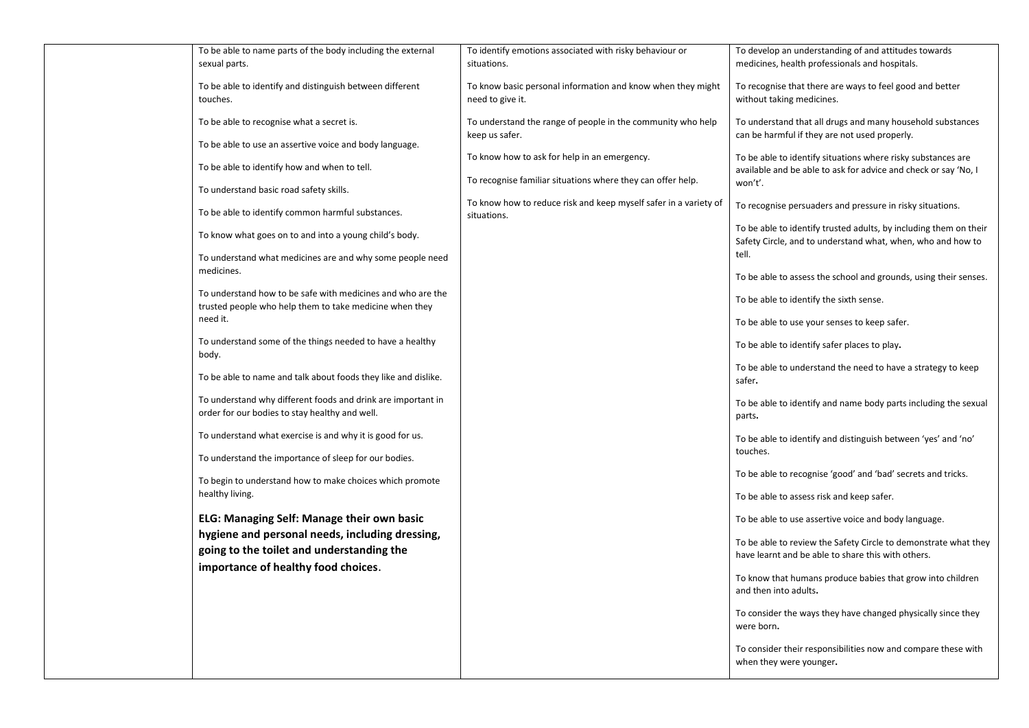| | | | |
|---|---|---|---|
| | To be able to name parts of the body including the external sexual parts.<br><br>To be able to identify and distinguish between different touches.<br><br>To be able to recognise what a secret is.<br><br>To be able to use an assertive voice and body language.<br><br>To be able to identify how and when to tell.<br><br>To understand basic road safety skills.<br><br>To be able to identify common harmful substances.<br><br>To know what goes on to and into a young child's body.<br><br>To understand what medicines are and why some people need medicines.<br><br>To understand how to be safe with medicines and who are the trusted people who help them to take medicine when they need it.<br><br>To understand some of the things needed to have a healthy body.<br><br>To be able to name and talk about foods they like and dislike.<br><br>To understand why different foods and drink are important in order for our bodies to stay healthy and well.<br><br>To understand what exercise is and why it is good for us.<br><br>To understand the importance of sleep for our bodies.<br><br>To begin to understand how to make choices which promote healthy living.<br><br>**ELG: Managing Self: Manage their own basic hygiene and personal needs, including dressing, going to the toilet and understanding the importance of healthy food choices**. | To identify emotions associated with risky behaviour or situations.<br><br>To know basic personal information and know when they might need to give it.<br><br>To understand the range of people in the community who help keep us safer.<br><br>To know how to ask for help in an emergency.<br><br>To recognise familiar situations where they can offer help.<br><br>To know how to reduce risk and keep myself safer in a variety of situations. | To develop an understanding of and attitudes towards medicines, health professionals and hospitals.<br><br>To recognise that there are ways to feel good and better without taking medicines.<br><br>To understand that all drugs and many household substances can be harmful if they are not used properly.<br><br>To be able to identify situations where risky substances are available and be able to ask for advice and check or say 'No, I won't'.<br><br>To recognise persuaders and pressure in risky situations.<br><br>To be able to identify trusted adults, by including them on their Safety Circle, and to understand what, when, who and how to tell.<br><br>To be able to assess the school and grounds, using their senses.<br><br>To be able to identify the sixth sense.<br><br>To be able to use your senses to keep safer.<br><br>To be able to identify safer places to play**.**<br><br>To be able to understand the need to have a strategy to keep safer**.**<br><br>To be able to identify and name body parts including the sexual parts**.**<br><br>To be able to identify and distinguish between 'yes' and 'no' touches.<br><br>To be able to recognise 'good' and 'bad' secrets and tricks.<br><br>To be able to assess risk and keep safer.<br><br>To be able to use assertive voice and body language.<br><br>To be able to review the Safety Circle to demonstrate what they have learnt and be able to share this with others.<br><br>To know that humans produce babies that grow into children and then into adults**.**<br><br>To consider the ways they have changed physically since they were born**.**<br><br>To consider their responsibilities now and compare these with when they were younger**.** |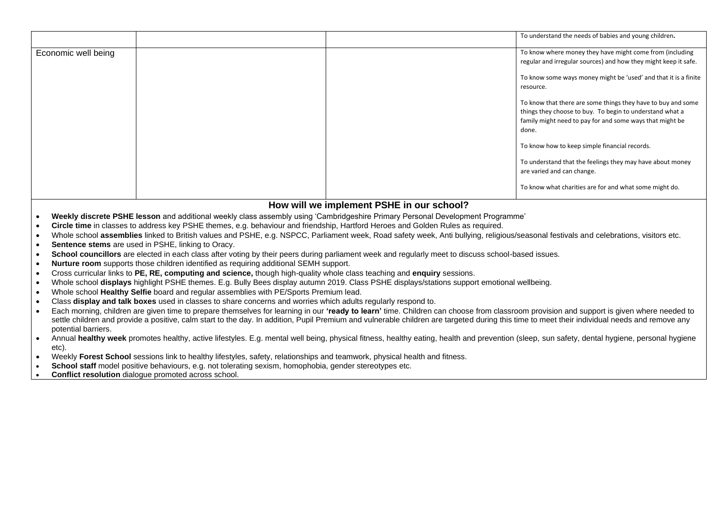| | | | |
|---|---|---|---|
| | | | To understand the needs of babies and young children**.** |
| Economic well being | | | To know where money they have might come from (including regular and irregular sources) and how they might keep it safe.<br><br>To know some ways money might be 'used' and that it is a finite resource.<br><br>To know that there are some things they have to buy and some things they choose to buy. To begin to understand what a family might need to pay for and some ways that might be done.<br><br>To know how to keep simple financial records.<br><br>To understand that the feelings they may have about money are varied and can change.<br><br>To know what charities are for and what some might do. |

## How will we implement PSHE in our school?

- **Weekly discrete PSHE lesson** and additional weekly class assembly using 'Cambridgeshire Primary Personal Development Programme'
- **Circle time** in classes to address key PSHE themes, e.g. behaviour and friendship, Hartford Heroes and Golden Rules as required.
- Whole school **assemblies** linked to British values and PSHE, e.g. NSPCC, Parliament week, Road safety week, Anti bullying, religious/seasonal festivals and celebrations, visitors etc.
- **Sentence stems** are used in PSHE, linking to Oracy.
- **School councillors** are elected in each class after voting by their peers during parliament week and regularly meet to discuss school-based issues.
- **Nurture room** supports those children identified as requiring additional SEMH support.
- Cross curricular links to **PE, RE, computing and science,** though high-quality whole class teaching and **enquiry** sessions.
- Whole school **displays** highlight PSHE themes. E.g. Bully Bees display autumn 2019. Class PSHE displays/stations support emotional wellbeing.
- Whole school **Healthy Selfie** board and regular assemblies with PE/Sports Premium lead.
- Class **display and talk boxes** used in classes to share concerns and worries which adults regularly respond to.
- Each morning, children are given time to prepare themselves for learning in our **'ready to learn'** time. Children can choose from classroom provision and support is given where needed to settle children and provide a positive, calm start to the day. In addition, Pupil Premium and vulnerable children are targeted during this time to meet their individual needs and remove any potential barriers.
- Annual **healthy week** promotes healthy, active lifestyles. E.g. mental well being, physical fitness, healthy eating, health and prevention (sleep, sun safety, dental hygiene, personal hygiene etc).
- Weekly **Forest School** sessions link to healthy lifestyles, safety, relationships and teamwork, physical health and fitness.
- **School staff** model positive behaviours, e.g. not tolerating sexism, homophobia, gender stereotypes etc.
- **Conflict resolution** dialogue promoted across school.